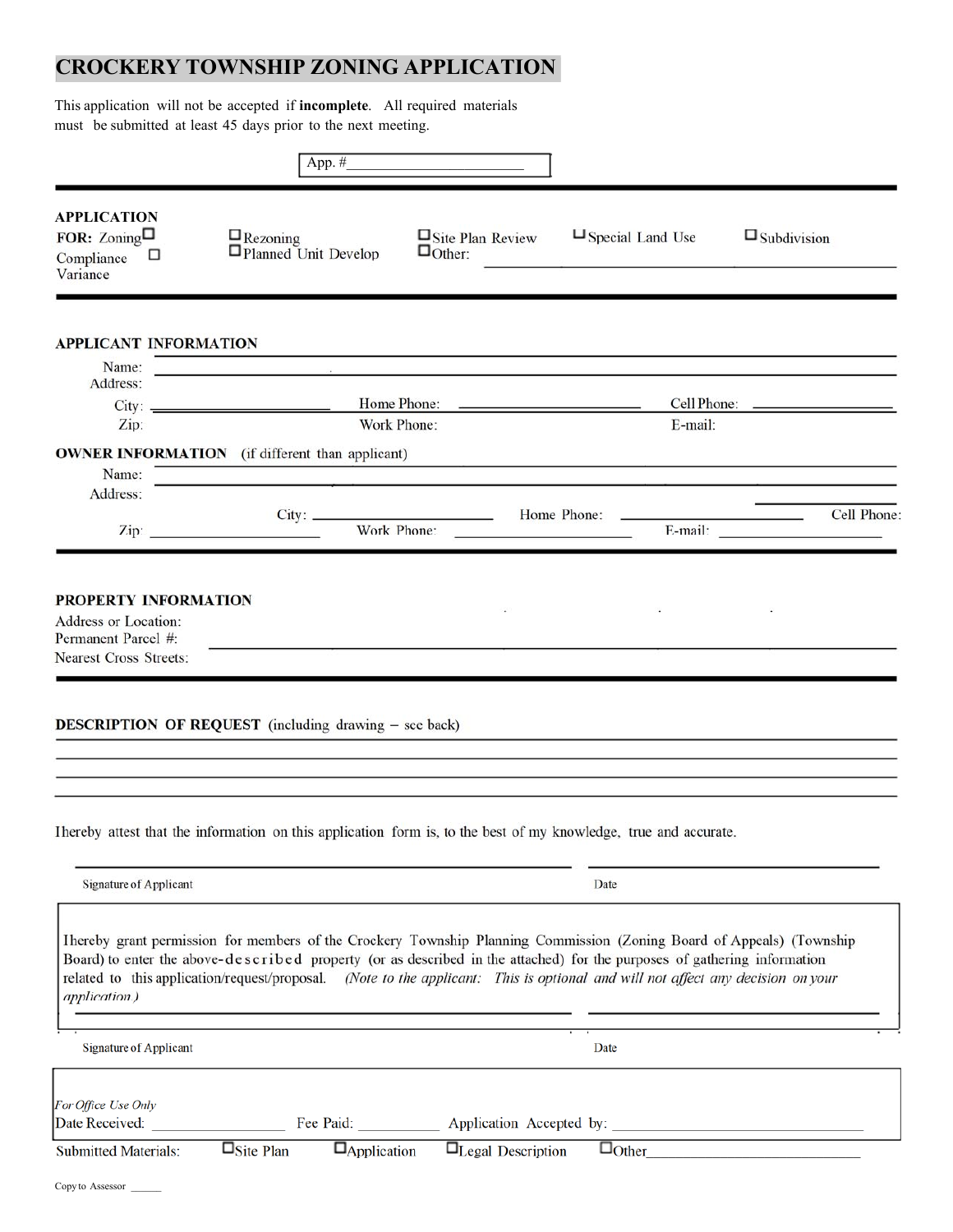# CROCKERY TOWNSHIP ZONING APPLICATION

This application will not be accepted if **incomplete**. All required materials must be submitted at least 45 days prior to the next meeting.

App. #________________________

---

**APPLICATION FOR:** Zoning ☐ Compliance ☐ Variance ☐ Rezoning ☐ Planned Unit Develop ☐ Site Plan Review ☐ Other: ☐ Special Land Use ☐ Subdivision

---

**APPLICANT INFORMATION**

Name: ________________________

Address: ________________________

City: ____________ Home Phone: ____________ Cell Phone: ____________

Zip: ____________ Work Phone: ____________ E-mail: ____________

**OWNER INFORMATION** (if different than applicant)

Name: ________________________

Address: ________________________

City: ____________ Home Phone: ____________ Cell Phone: ____________

Zip: ____________ Work Phone: ____________ E-mail: ____________

---

**PROPERTY INFORMATION**

Address or Location: ________________________

Permanent Parcel #: ________________________

Nearest Cross Streets: ________________________

---

**DESCRIPTION OF REQUEST** (including drawing – see back)

________________________

________________________

________________________

________________________

Ihereby attest that the information on this application form is, to the best of my knowledge, true and accurate.

________________________ ________________________

Signature of Applicant Date

Ihereby grant permission for members of the Crockery Township Planning Commission (Zoning Board of Appeals) (Township Board) to enter the above-described property (or as described in the attached) for the purposes of gathering information related to this application/request/proposal. *(Note to the applicant: This is optional and will not affect any decision on your application.)*

________________________ ________________________

Signature of Applicant Date

*For Office Use Only*

Date Received: ____________ Fee Paid: ____________ Application Accepted by: ____________

Submitted Materials: ☐ Site Plan ☐ Application ☐ Legal Description ☐ Other____________

Copy to Assessor ______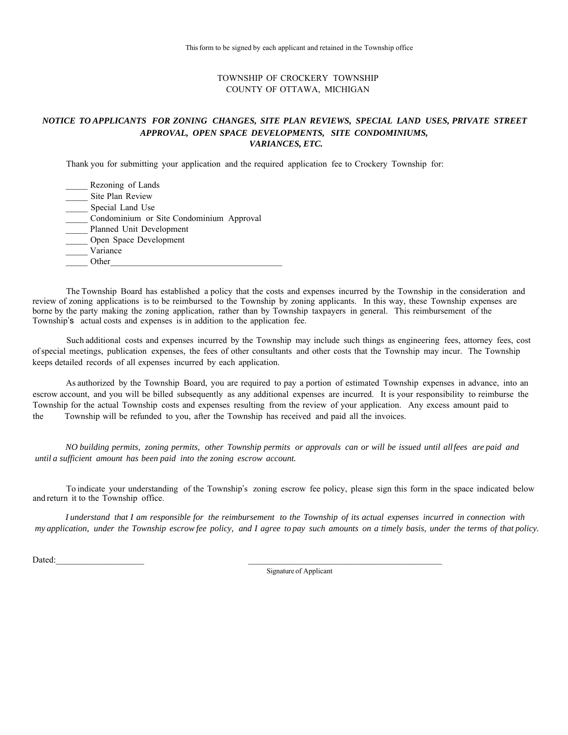This form to be signed by each applicant and retained in the Township office

TOWNSHIP OF CROCKERY TOWNSHIP
COUNTY OF OTTAWA, MICHIGAN

## *NOTICE TO APPLICANTS FOR ZONING CHANGES, SITE PLAN REVIEWS, SPECIAL LAND USES, PRIVATE STREET APPROVAL, OPEN SPACE DEVELOPMENTS, SITE CONDOMINIUMS, VARIANCES, ETC.*

Thank you for submitting your application and the required application fee to Crockery Township for:

_____ Rezoning of Lands
_____ Site Plan Review
_____ Special Land Use
_____ Condominium or Site Condominium Approval
_____ Planned Unit Development
_____ Open Space Development
_____ Variance
_____ Other______________________________________

The Township Board has established a policy that the costs and expenses incurred by the Township in the consideration and review of zoning applications is to be reimbursed to the Township by zoning applicants. In this way, these Township expenses are borne by the party making the zoning application, rather than by Township taxpayers in general. This reimbursement of the Township's actual costs and expenses is in addition to the application fee.

Such additional costs and expenses incurred by the Township may include such things as engineering fees, attorney fees, cost of special meetings, publication expenses, the fees of other consultants and other costs that the Township may incur. The Township keeps detailed records of all expenses incurred by each application.

As authorized by the Township Board, you are required to pay a portion of estimated Township expenses in advance, into an escrow account, and you will be billed subsequently as any additional expenses are incurred. It is your responsibility to reimburse the Township for the actual Township costs and expenses resulting from the review of your application. Any excess amount paid to the Township will be refunded to you, after the Township has received and paid all the invoices.

*NO building permits, zoning permits, other Township permits or approvals can or will be issued until all fees are paid and until a sufficient amount has been paid into the zoning escrow account.*

To indicate your understanding of the Township's zoning escrow fee policy, please sign this form in the space indicated below and return it to the Township office.

*I understand that I am responsible for the reimbursement to the Township of its actual expenses incurred in connection with my application, under the Township escrow fee policy, and I agree to pay such amounts on a timely basis, under the terms of that policy.*

Dated:____________________ ______________________________________________
Signature of Applicant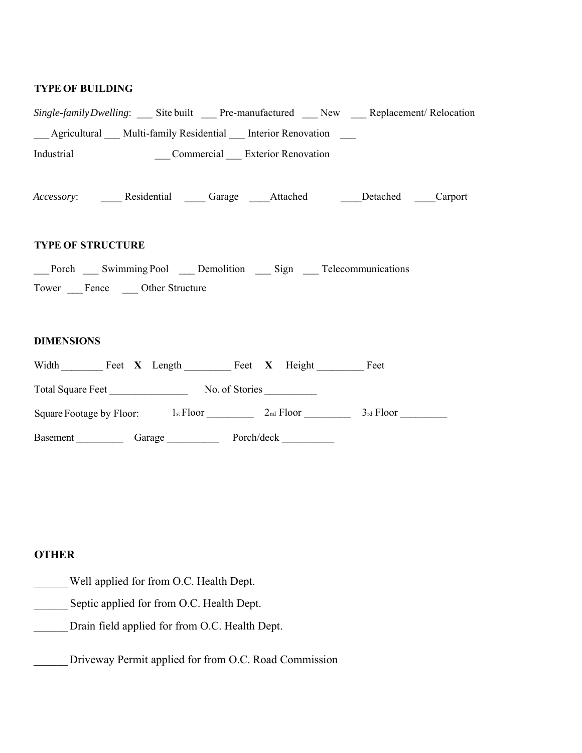**TYPE OF BUILDING**

*Single-family Dwelling*: ___ Site built ___ Pre-manufactured ___ New ___ Replacement/ Relocation

___ Agricultural ___ Multi-family Residential ___ Interior Renovation ___

Industrial ___ Commercial ___ Exterior Renovation

*Accessory*: ____ Residential ____ Garage ____Attached ____Detached ____Carport

**TYPE OF STRUCTURE**

___ Porch ___ Swimming Pool ___ Demolition ___ Sign ___ Telecommunications

Tower ___ Fence ___ Other Structure

**DIMENSIONS**

Width ________ Feet **X** Length _________ Feet **X** Height _________ Feet

Total Square Feet _______________ No. of Stories __________

Square Footage by Floor: 1st Floor _________ 2nd Floor _________ 3rd Floor _________

Basement _________ Garage __________ Porch/deck __________

**OTHER**

______ Well applied for from O.C. Health Dept.

______ Septic applied for from O.C. Health Dept.

______ Drain field applied for from O.C. Health Dept.

______ Driveway Permit applied for from O.C. Road Commission